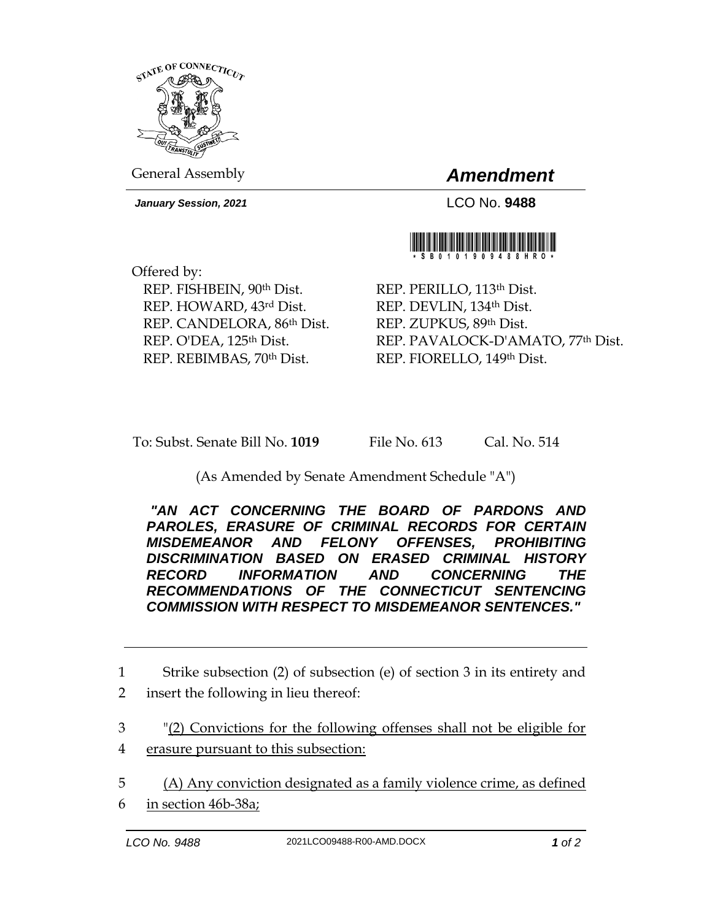General Assembly

# *Amendment*

***January Session, 2021*** LCO No. **9488**

\* S B 0 1 0 1 9 0 9 4 8 8 H R O \*

Offered by:

REP. FISHBEIN, 90th Dist.
REP. HOWARD, 43rd Dist.
REP. CANDELORA, 86th Dist.
REP. O'DEA, 125th Dist.
REP. REBIMBAS, 70th Dist.
REP. PERILLO, 113th Dist.
REP. DEVLIN, 134th Dist.
REP. ZUPKUS, 89th Dist.
REP. PAVALOCK-D'AMATO, 77th Dist.
REP. FIORELLO, 149th Dist.

To: Subst. Senate Bill No. **1019** File No. 613 Cal. No. 514

(As Amended by Senate Amendment Schedule "A")

***"AN ACT CONCERNING THE BOARD OF PARDONS AND PAROLES, ERASURE OF CRIMINAL RECORDS FOR CERTAIN MISDEMEANOR AND FELONY OFFENSES, PROHIBITING DISCRIMINATION BASED ON ERASED CRIMINAL HISTORY RECORD INFORMATION AND CONCERNING THE RECOMMENDATIONS OF THE CONNECTICUT SENTENCING COMMISSION WITH RESPECT TO MISDEMEANOR SENTENCES."***

---

1 Strike subsection (2) of subsection (e) of section 3 in its entirety and
2 insert the following in lieu thereof:

3 "<u>(2) Convictions for the following offenses shall not be eligible for</u>
4 <u>erasure pursuant to this subsection:</u>

5 <u>(A) Any conviction designated as a family violence crime, as defined</u>
6 <u>in section 46b-38a;</u>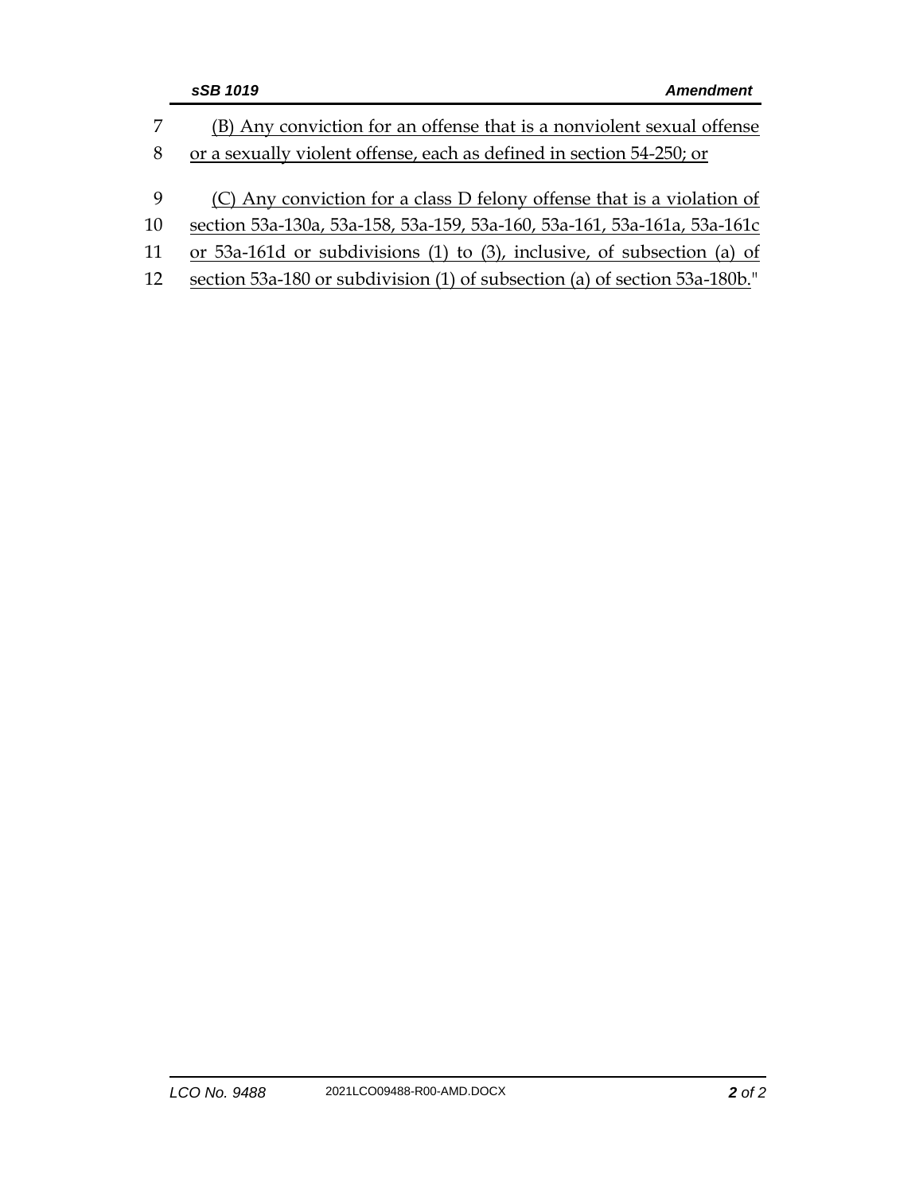(B) Any conviction for an offense that is a nonviolent sexual offense or a sexually violent offense, each as defined in section 54-250; or

(C) Any conviction for a class D felony offense that is a violation of section 53a-130a, 53a-158, 53a-159, 53a-160, 53a-161, 53a-161a, 53a-161c or 53a-161d or subdivisions (1) to (3), inclusive, of subsection (a) of section 53a-180 or subdivision (1) of subsection (a) of section 53a-180b."